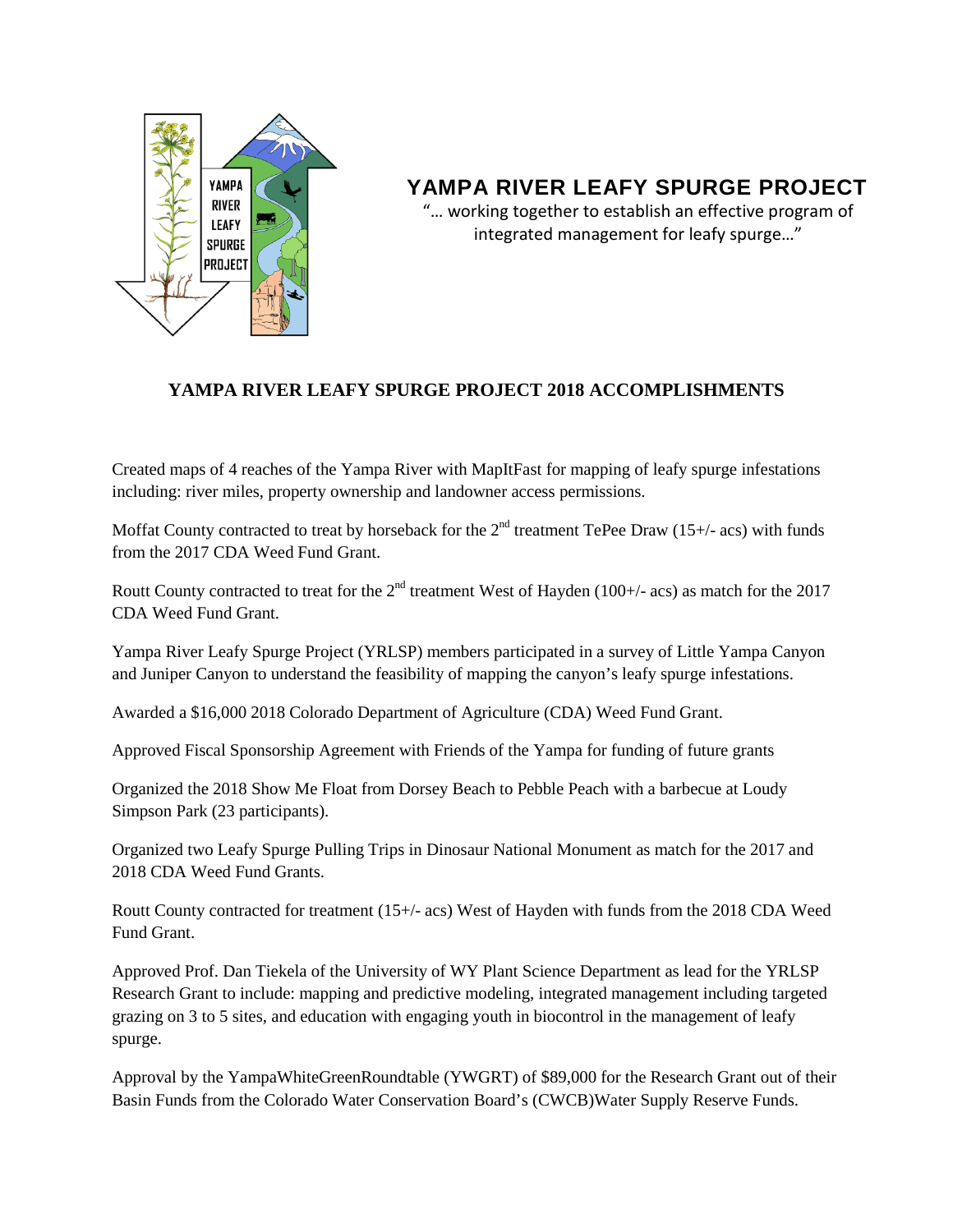# YAMPA RIVER LEAFY SPURGE PROJECT

"… working together to establish an effective program of integrated management for leafy spurge…"

## YAMPA RIVER LEAFY SPURGE PROJECT 2018 ACCOMPLISHMENTS

Created maps of 4 reaches of the Yampa River with MapItFast for mapping of leafy spurge infestations including: river miles, property ownership and landowner access permissions.

Moffat County contracted to treat by horseback for the 2nd treatment TePee Draw (15+/- acs) with funds from the 2017 CDA Weed Fund Grant.

Routt County contracted to treat for the 2nd treatment West of Hayden (100+/- acs) as match for the 2017 CDA Weed Fund Grant.

Yampa River Leafy Spurge Project (YRLSP) members participated in a survey of Little Yampa Canyon and Juniper Canyon to understand the feasibility of mapping the canyon's leafy spurge infestations.

Awarded a $16,000 2018 Colorado Department of Agriculture (CDA) Weed Fund Grant.

Approved Fiscal Sponsorship Agreement with Friends of the Yampa for funding of future grants

Organized the 2018 Show Me Float from Dorsey Beach to Pebble Peach with a barbecue at Loudy Simpson Park (23 participants).

Organized two Leafy Spurge Pulling Trips in Dinosaur National Monument as match for the 2017 and 2018 CDA Weed Fund Grants.

Routt County contracted for treatment (15+/- acs) West of Hayden with funds from the 2018 CDA Weed Fund Grant.

Approved Prof. Dan Tiekela of the University of WY Plant Science Department as lead for the YRLSP Research Grant to include: mapping and predictive modeling, integrated management including targeted grazing on 3 to 5 sites, and education with engaging youth in biocontrol in the management of leafy spurge.

Approval by the YampaWhiteGreenRoundtable (YWGRT) of $89,000 for the Research Grant out of their Basin Funds from the Colorado Water Conservation Board's (CWCB)Water Supply Reserve Funds.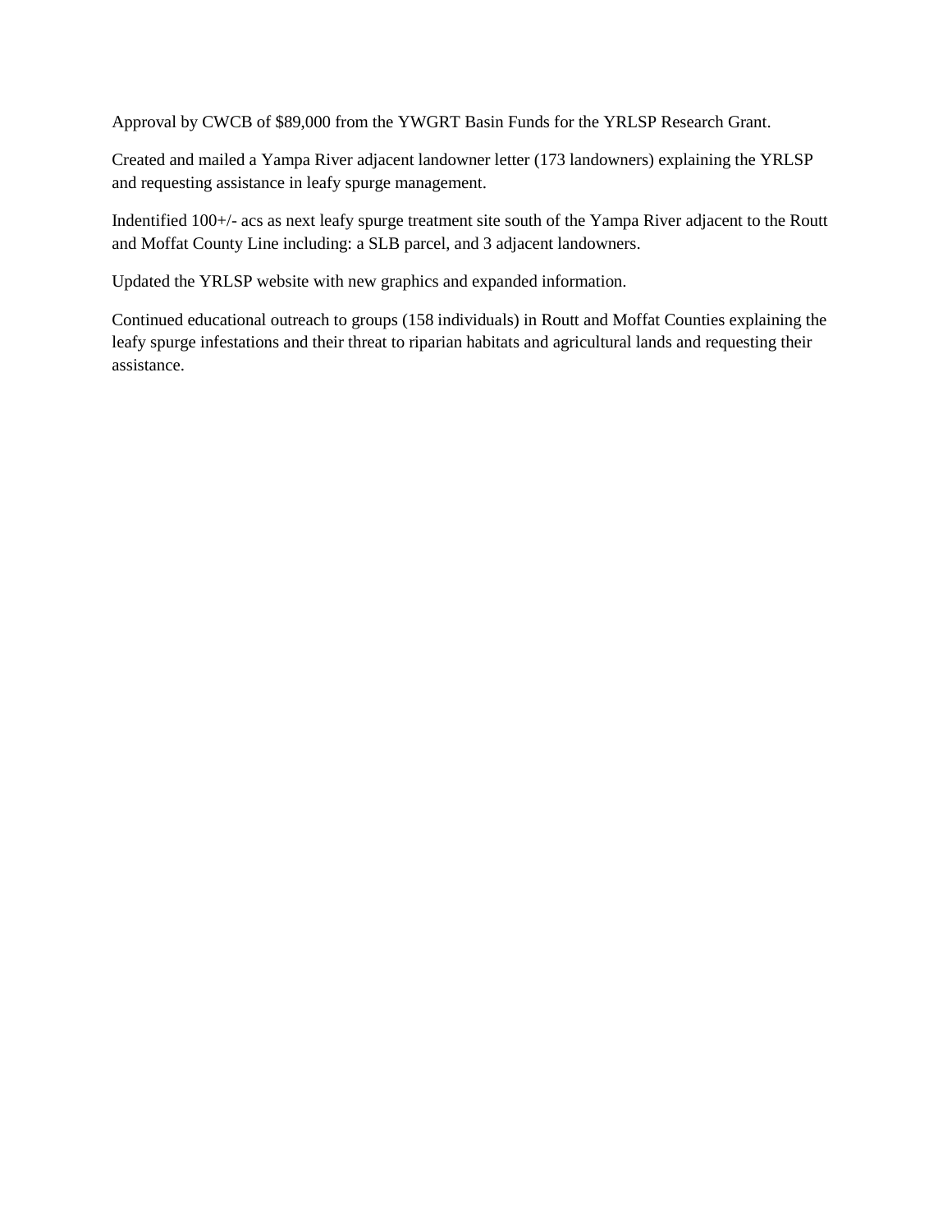Approval by CWCB of $89,000 from the YWGRT Basin Funds for the YRLSP Research Grant.

Created and mailed a Yampa River adjacent landowner letter (173 landowners) explaining the YRLSP and requesting assistance in leafy spurge management.

Indentified 100+/- acs as next leafy spurge treatment site south of the Yampa River adjacent to the Routt and Moffat County Line including: a SLB parcel, and 3 adjacent landowners.

Updated the YRLSP website with new graphics and expanded information.

Continued educational outreach to groups (158 individuals) in Routt and Moffat Counties explaining the leafy spurge infestations and their threat to riparian habitats and agricultural lands and requesting their assistance.